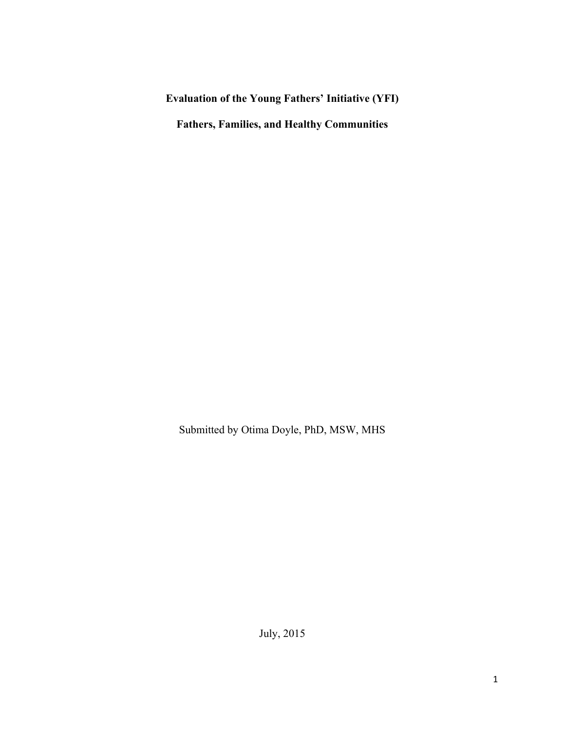# Evaluation of the Young Fathers' Initiative (YFI)

## Fathers, Families, and Healthy Communities

Submitted by Otima Doyle, PhD, MSW, MHS

July, 2015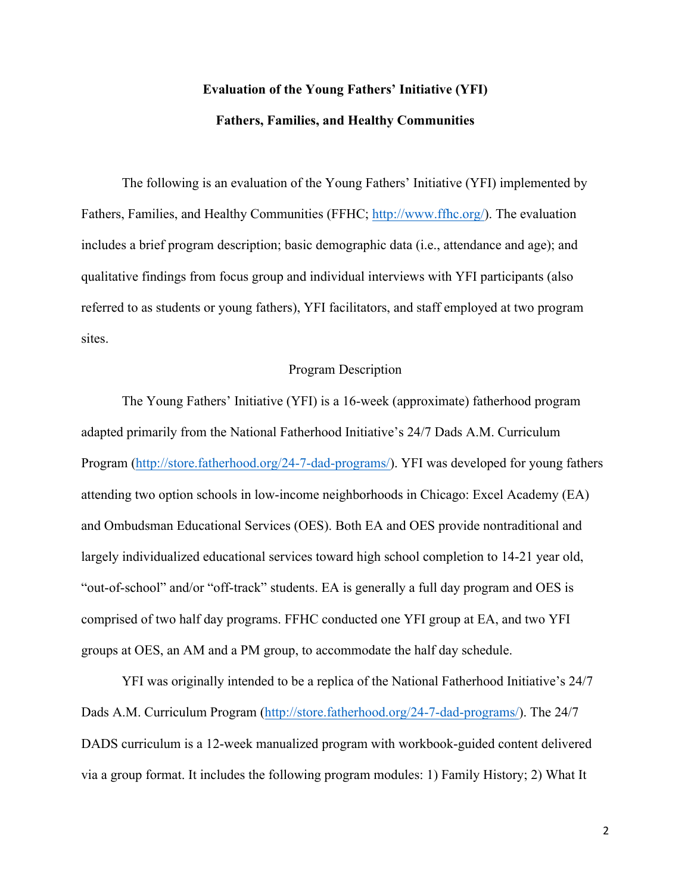**Evaluation of the Young Fathers' Initiative (YFI)**

**Fathers, Families, and Healthy Communities**

The following is an evaluation of the Young Fathers' Initiative (YFI) implemented by Fathers, Families, and Healthy Communities (FFHC; http://www.ffhc.org/). The evaluation includes a brief program description; basic demographic data (i.e., attendance and age); and qualitative findings from focus group and individual interviews with YFI participants (also referred to as students or young fathers), YFI facilitators, and staff employed at two program sites.

## Program Description

The Young Fathers' Initiative (YFI) is a 16-week (approximate) fatherhood program adapted primarily from the National Fatherhood Initiative's 24/7 Dads A.M. Curriculum Program (http://store.fatherhood.org/24-7-dad-programs/). YFI was developed for young fathers attending two option schools in low-income neighborhoods in Chicago: Excel Academy (EA) and Ombudsman Educational Services (OES). Both EA and OES provide nontraditional and largely individualized educational services toward high school completion to 14-21 year old, "out-of-school" and/or "off-track" students. EA is generally a full day program and OES is comprised of two half day programs. FFHC conducted one YFI group at EA, and two YFI groups at OES, an AM and a PM group, to accommodate the half day schedule.

YFI was originally intended to be a replica of the National Fatherhood Initiative's 24/7 Dads A.M. Curriculum Program (http://store.fatherhood.org/24-7-dad-programs/). The 24/7 DADS curriculum is a 12-week manualized program with workbook-guided content delivered via a group format. It includes the following program modules: 1) Family History; 2) What It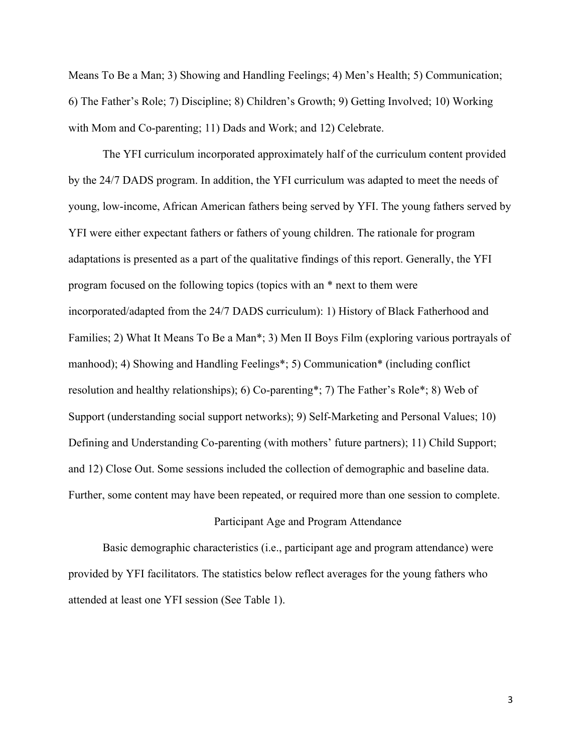Means To Be a Man; 3) Showing and Handling Feelings; 4) Men's Health; 5) Communication; 6) The Father's Role; 7) Discipline; 8) Children's Growth; 9) Getting Involved; 10) Working with Mom and Co-parenting; 11) Dads and Work; and 12) Celebrate.

The YFI curriculum incorporated approximately half of the curriculum content provided by the 24/7 DADS program. In addition, the YFI curriculum was adapted to meet the needs of young, low-income, African American fathers being served by YFI. The young fathers served by YFI were either expectant fathers or fathers of young children. The rationale for program adaptations is presented as a part of the qualitative findings of this report. Generally, the YFI program focused on the following topics (topics with an * next to them were incorporated/adapted from the 24/7 DADS curriculum): 1) History of Black Fatherhood and Families; 2) What It Means To Be a Man*; 3) Men II Boys Film (exploring various portrayals of manhood); 4) Showing and Handling Feelings*; 5) Communication* (including conflict resolution and healthy relationships); 6) Co-parenting*; 7) The Father's Role*; 8) Web of Support (understanding social support networks); 9) Self-Marketing and Personal Values; 10) Defining and Understanding Co-parenting (with mothers' future partners); 11) Child Support; and 12) Close Out. Some sessions included the collection of demographic and baseline data. Further, some content may have been repeated, or required more than one session to complete.

## Participant Age and Program Attendance

Basic demographic characteristics (i.e., participant age and program attendance) were provided by YFI facilitators. The statistics below reflect averages for the young fathers who attended at least one YFI session (See Table 1).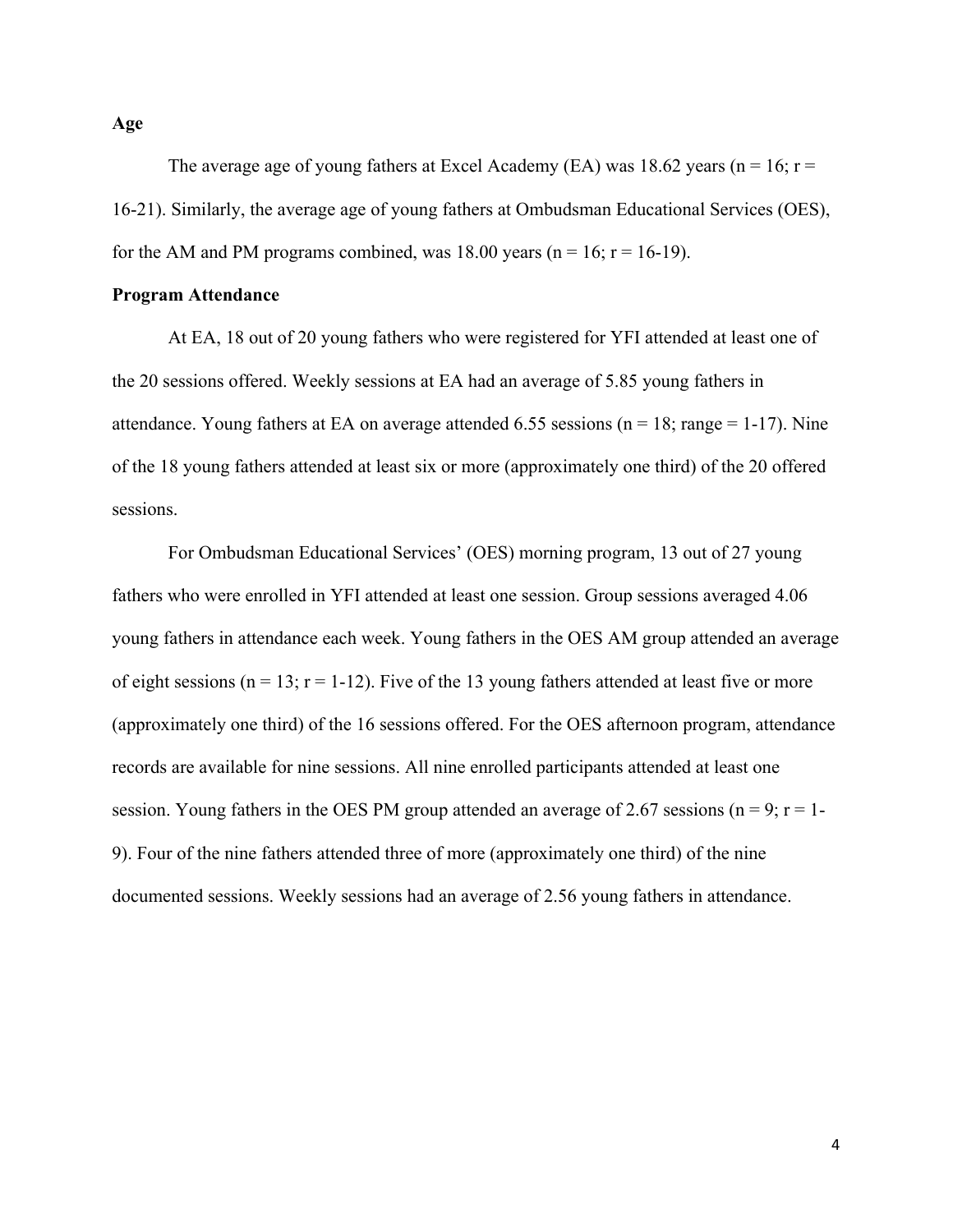**Age**

The average age of young fathers at Excel Academy (EA) was 18.62 years (n = 16; r = 16-21). Similarly, the average age of young fathers at Ombudsman Educational Services (OES), for the AM and PM programs combined, was 18.00 years (n = 16; r = 16-19).

**Program Attendance**

At EA, 18 out of 20 young fathers who were registered for YFI attended at least one of the 20 sessions offered. Weekly sessions at EA had an average of 5.85 young fathers in attendance. Young fathers at EA on average attended 6.55 sessions (n = 18; range = 1-17). Nine of the 18 young fathers attended at least six or more (approximately one third) of the 20 offered sessions.

For Ombudsman Educational Services' (OES) morning program, 13 out of 27 young fathers who were enrolled in YFI attended at least one session. Group sessions averaged 4.06 young fathers in attendance each week. Young fathers in the OES AM group attended an average of eight sessions (n = 13; r = 1-12). Five of the 13 young fathers attended at least five or more (approximately one third) of the 16 sessions offered. For the OES afternoon program, attendance records are available for nine sessions. All nine enrolled participants attended at least one session. Young fathers in the OES PM group attended an average of 2.67 sessions (n = 9; r = 1-9). Four of the nine fathers attended three of more (approximately one third) of the nine documented sessions. Weekly sessions had an average of 2.56 young fathers in attendance.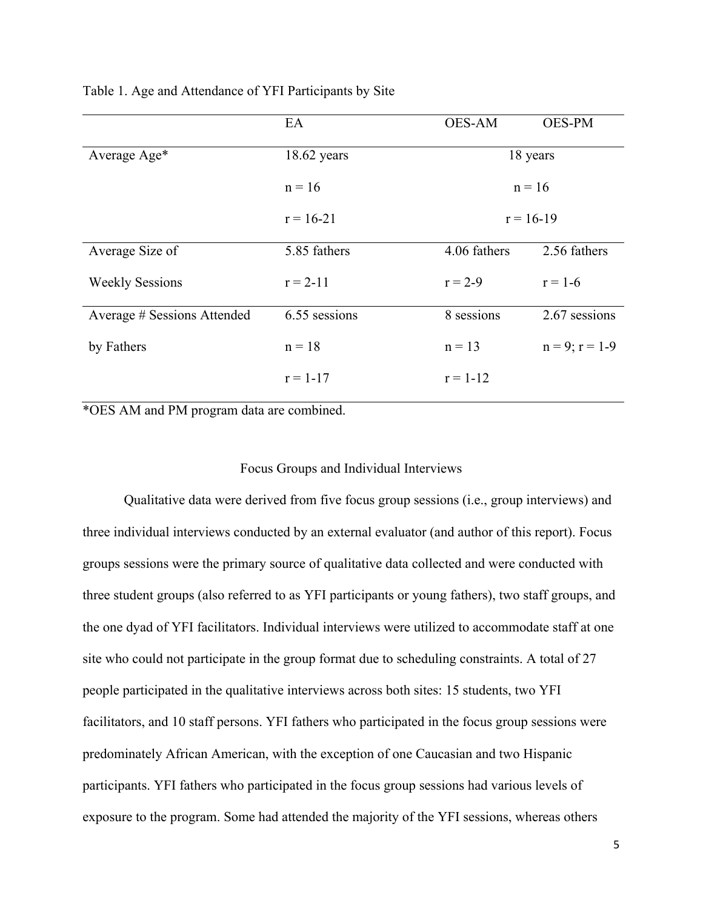Table 1. Age and Attendance of YFI Participants by Site

| | EA | OES-AM | OES-PM |
|---|---|---|---|
| Average Age* | 18.62 years | 18 years | |
| | n = 16 | n = 16 | |
| | r = 16-21 | r = 16-19 | |
| Average Size of Weekly Sessions | 5.85 fathers | 4.06 fathers | 2.56 fathers |
| | r = 2-11 | r = 2-9 | r = 1-6 |
| Average # Sessions Attended by Fathers | 6.55 sessions | 8 sessions | 2.67 sessions |
| | n = 18 | n = 13 | n = 9; r = 1-9 |
| | r = 1-17 | r = 1-12 | |

*OES AM and PM program data are combined.

## Focus Groups and Individual Interviews

Qualitative data were derived from five focus group sessions (i.e., group interviews) and three individual interviews conducted by an external evaluator (and author of this report). Focus groups sessions were the primary source of qualitative data collected and were conducted with three student groups (also referred to as YFI participants or young fathers), two staff groups, and the one dyad of YFI facilitators. Individual interviews were utilized to accommodate staff at one site who could not participate in the group format due to scheduling constraints. A total of 27 people participated in the qualitative interviews across both sites: 15 students, two YFI facilitators, and 10 staff persons. YFI fathers who participated in the focus group sessions were predominately African American, with the exception of one Caucasian and two Hispanic participants. YFI fathers who participated in the focus group sessions had various levels of exposure to the program. Some had attended the majority of the YFI sessions, whereas others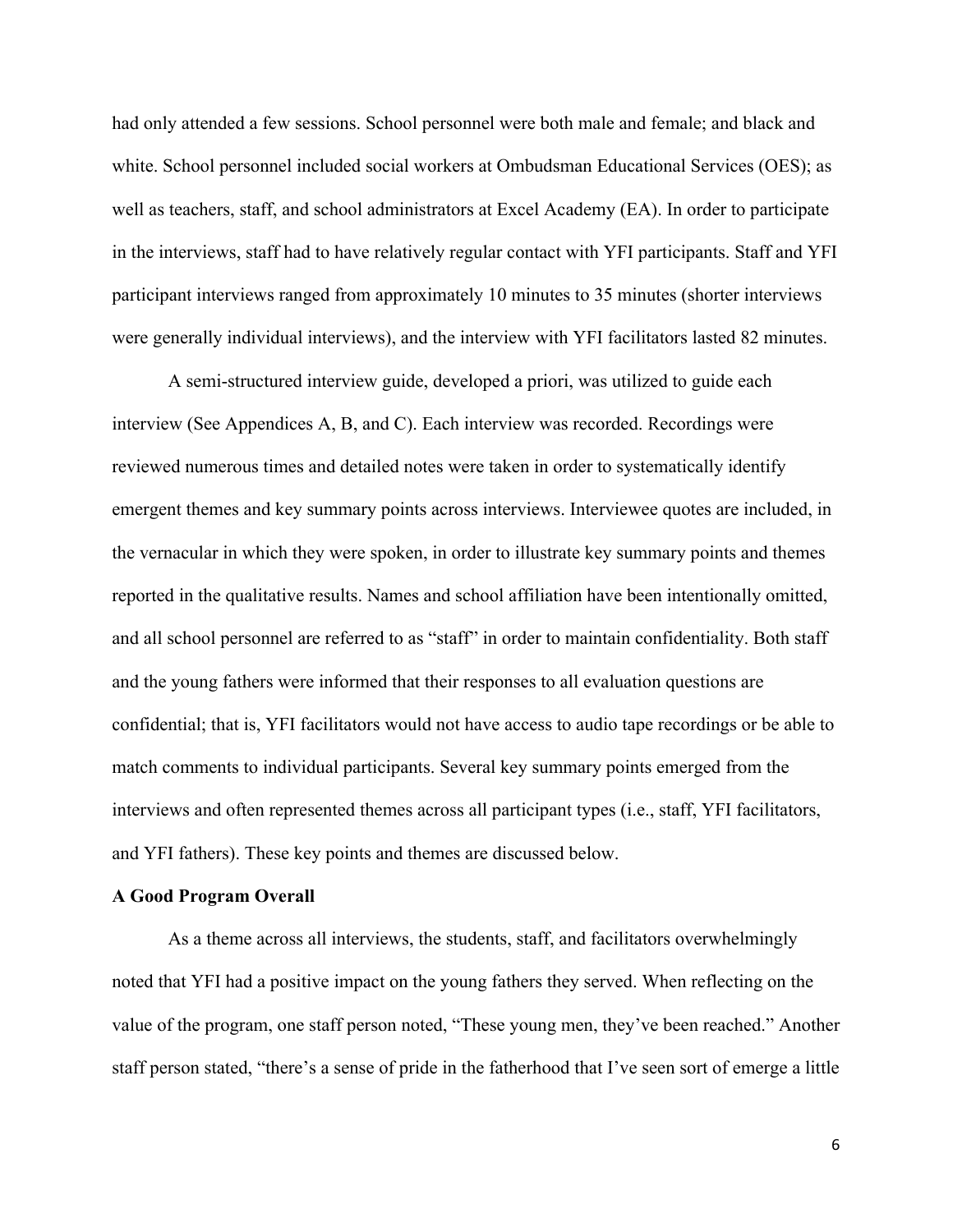had only attended a few sessions. School personnel were both male and female; and black and white. School personnel included social workers at Ombudsman Educational Services (OES); as well as teachers, staff, and school administrators at Excel Academy (EA). In order to participate in the interviews, staff had to have relatively regular contact with YFI participants. Staff and YFI participant interviews ranged from approximately 10 minutes to 35 minutes (shorter interviews were generally individual interviews), and the interview with YFI facilitators lasted 82 minutes.

A semi-structured interview guide, developed a priori, was utilized to guide each interview (See Appendices A, B, and C). Each interview was recorded. Recordings were reviewed numerous times and detailed notes were taken in order to systematically identify emergent themes and key summary points across interviews. Interviewee quotes are included, in the vernacular in which they were spoken, in order to illustrate key summary points and themes reported in the qualitative results. Names and school affiliation have been intentionally omitted, and all school personnel are referred to as "staff" in order to maintain confidentiality. Both staff and the young fathers were informed that their responses to all evaluation questions are confidential; that is, YFI facilitators would not have access to audio tape recordings or be able to match comments to individual participants. Several key summary points emerged from the interviews and often represented themes across all participant types (i.e., staff, YFI facilitators, and YFI fathers). These key points and themes are discussed below.

**A Good Program Overall**

As a theme across all interviews, the students, staff, and facilitators overwhelmingly noted that YFI had a positive impact on the young fathers they served. When reflecting on the value of the program, one staff person noted, "These young men, they've been reached." Another staff person stated, "there's a sense of pride in the fatherhood that I've seen sort of emerge a little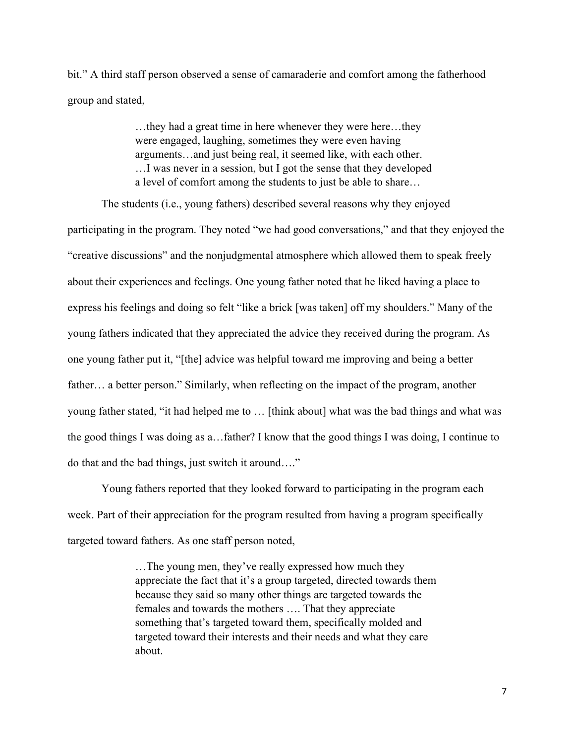bit." A third staff person observed a sense of camaraderie and comfort among the fatherhood group and stated,

> …they had a great time in here whenever they were here…they were engaged, laughing, sometimes they were even having arguments…and just being real, it seemed like, with each other. …I was never in a session, but I got the sense that they developed a level of comfort among the students to just be able to share…

The students (i.e., young fathers) described several reasons why they enjoyed participating in the program. They noted "we had good conversations," and that they enjoyed the "creative discussions" and the nonjudgmental atmosphere which allowed them to speak freely about their experiences and feelings. One young father noted that he liked having a place to express his feelings and doing so felt "like a brick [was taken] off my shoulders." Many of the young fathers indicated that they appreciated the advice they received during the program. As one young father put it, "[the] advice was helpful toward me improving and being a better father… a better person." Similarly, when reflecting on the impact of the program, another young father stated, "it had helped me to … [think about] what was the bad things and what was the good things I was doing as a…father? I know that the good things I was doing, I continue to do that and the bad things, just switch it around…."

Young fathers reported that they looked forward to participating in the program each week. Part of their appreciation for the program resulted from having a program specifically targeted toward fathers. As one staff person noted,

> …The young men, they've really expressed how much they appreciate the fact that it's a group targeted, directed towards them because they said so many other things are targeted towards the females and towards the mothers …. That they appreciate something that's targeted toward them, specifically molded and targeted toward their interests and their needs and what they care about.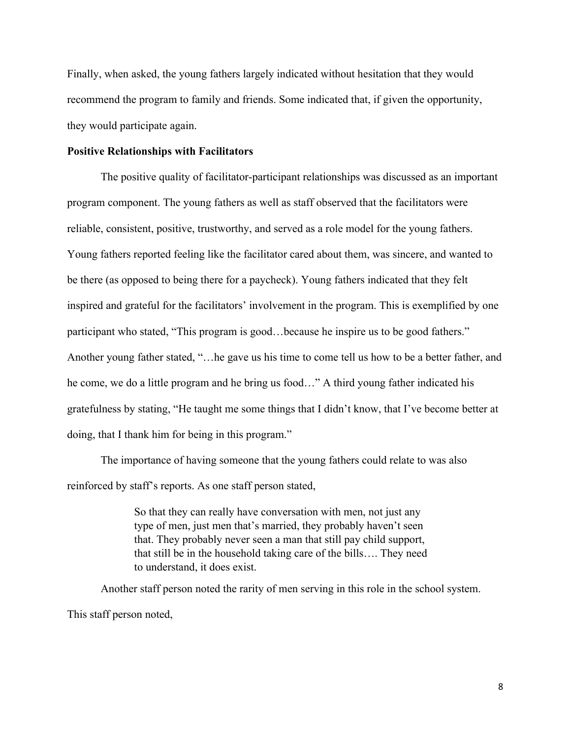Finally, when asked, the young fathers largely indicated without hesitation that they would recommend the program to family and friends. Some indicated that, if given the opportunity, they would participate again.

**Positive Relationships with Facilitators**

The positive quality of facilitator-participant relationships was discussed as an important program component. The young fathers as well as staff observed that the facilitators were reliable, consistent, positive, trustworthy, and served as a role model for the young fathers. Young fathers reported feeling like the facilitator cared about them, was sincere, and wanted to be there (as opposed to being there for a paycheck). Young fathers indicated that they felt inspired and grateful for the facilitators' involvement in the program. This is exemplified by one participant who stated, "This program is good…because he inspire us to be good fathers." Another young father stated, "…he gave us his time to come tell us how to be a better father, and he come, we do a little program and he bring us food…" A third young father indicated his gratefulness by stating, "He taught me some things that I didn't know, that I've become better at doing, that I thank him for being in this program."

The importance of having someone that the young fathers could relate to was also reinforced by staff's reports. As one staff person stated,

> So that they can really have conversation with men, not just any type of men, just men that's married, they probably haven't seen that. They probably never seen a man that still pay child support, that still be in the household taking care of the bills…. They need to understand, it does exist.

Another staff person noted the rarity of men serving in this role in the school system. This staff person noted,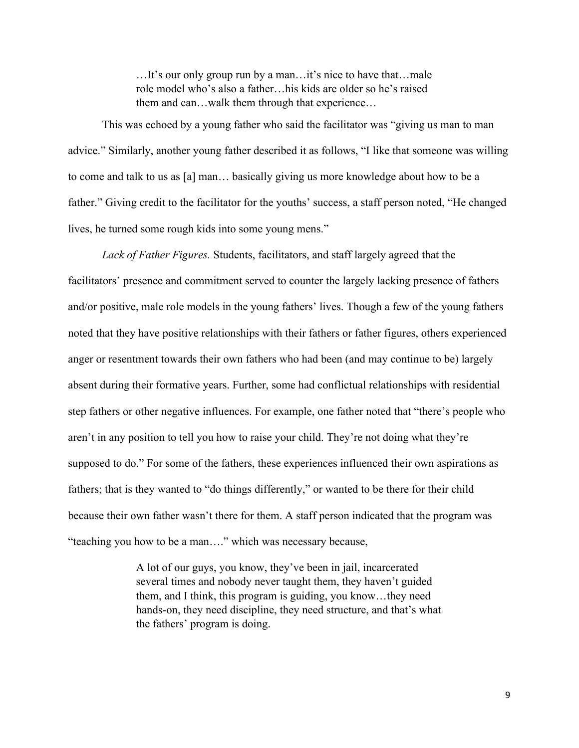> …It's our only group run by a man…it's nice to have that…male role model who's also a father…his kids are older so he's raised them and can…walk them through that experience…

This was echoed by a young father who said the facilitator was "giving us man to man advice." Similarly, another young father described it as follows, "I like that someone was willing to come and talk to us as [a] man… basically giving us more knowledge about how to be a father." Giving credit to the facilitator for the youths' success, a staff person noted, "He changed lives, he turned some rough kids into some young mens."

*Lack of Father Figures.* Students, facilitators, and staff largely agreed that the facilitators' presence and commitment served to counter the largely lacking presence of fathers and/or positive, male role models in the young fathers' lives. Though a few of the young fathers noted that they have positive relationships with their fathers or father figures, others experienced anger or resentment towards their own fathers who had been (and may continue to be) largely absent during their formative years. Further, some had conflictual relationships with residential step fathers or other negative influences. For example, one father noted that "there's people who aren't in any position to tell you how to raise your child. They're not doing what they're supposed to do." For some of the fathers, these experiences influenced their own aspirations as fathers; that is they wanted to "do things differently," or wanted to be there for their child because their own father wasn't there for them. A staff person indicated that the program was "teaching you how to be a man…." which was necessary because,

> A lot of our guys, you know, they've been in jail, incarcerated several times and nobody never taught them, they haven't guided them, and I think, this program is guiding, you know…they need hands-on, they need discipline, they need structure, and that's what the fathers' program is doing.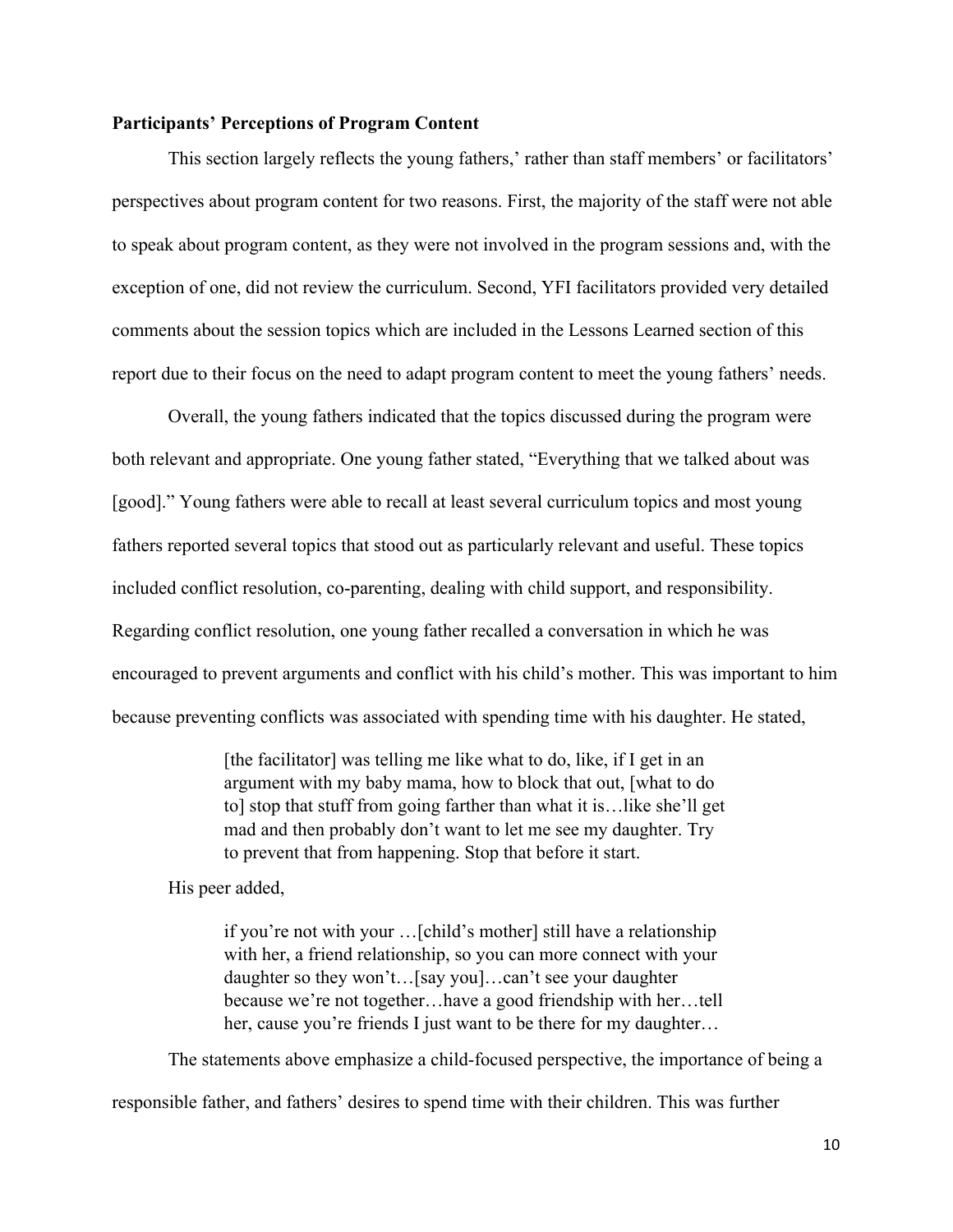**Participants' Perceptions of Program Content**

This section largely reflects the young fathers,' rather than staff members' or facilitators' perspectives about program content for two reasons. First, the majority of the staff were not able to speak about program content, as they were not involved in the program sessions and, with the exception of one, did not review the curriculum. Second, YFI facilitators provided very detailed comments about the session topics which are included in the Lessons Learned section of this report due to their focus on the need to adapt program content to meet the young fathers' needs.

Overall, the young fathers indicated that the topics discussed during the program were both relevant and appropriate. One young father stated, "Everything that we talked about was [good]." Young fathers were able to recall at least several curriculum topics and most young fathers reported several topics that stood out as particularly relevant and useful. These topics included conflict resolution, co-parenting, dealing with child support, and responsibility. Regarding conflict resolution, one young father recalled a conversation in which he was encouraged to prevent arguments and conflict with his child's mother. This was important to him because preventing conflicts was associated with spending time with his daughter. He stated,

> [the facilitator] was telling me like what to do, like, if I get in an argument with my baby mama, how to block that out, [what to do to] stop that stuff from going farther than what it is…like she'll get mad and then probably don't want to let me see my daughter. Try to prevent that from happening. Stop that before it start.

His peer added,

> if you're not with your …[child's mother] still have a relationship with her, a friend relationship, so you can more connect with your daughter so they won't…[say you]…can't see your daughter because we're not together…have a good friendship with her…tell her, cause you're friends I just want to be there for my daughter…

The statements above emphasize a child-focused perspective, the importance of being a responsible father, and fathers' desires to spend time with their children. This was further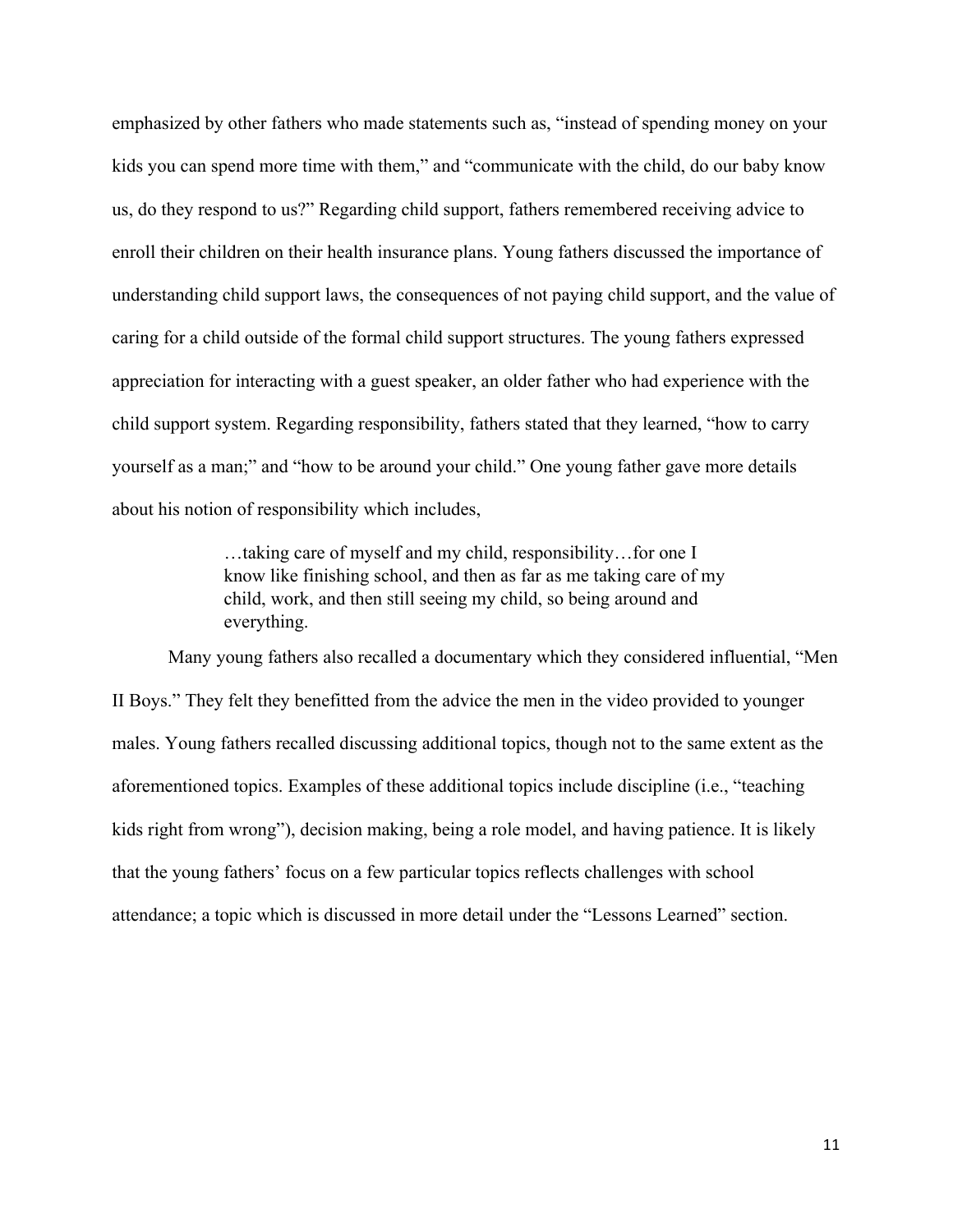emphasized by other fathers who made statements such as, "instead of spending money on your kids you can spend more time with them," and "communicate with the child, do our baby know us, do they respond to us?" Regarding child support, fathers remembered receiving advice to enroll their children on their health insurance plans. Young fathers discussed the importance of understanding child support laws, the consequences of not paying child support, and the value of caring for a child outside of the formal child support structures. The young fathers expressed appreciation for interacting with a guest speaker, an older father who had experience with the child support system. Regarding responsibility, fathers stated that they learned, "how to carry yourself as a man;" and "how to be around your child." One young father gave more details about his notion of responsibility which includes,

> …taking care of myself and my child, responsibility…for one I know like finishing school, and then as far as me taking care of my child, work, and then still seeing my child, so being around and everything.

Many young fathers also recalled a documentary which they considered influential, "Men II Boys." They felt they benefitted from the advice the men in the video provided to younger males. Young fathers recalled discussing additional topics, though not to the same extent as the aforementioned topics. Examples of these additional topics include discipline (i.e., "teaching kids right from wrong"), decision making, being a role model, and having patience. It is likely that the young fathers' focus on a few particular topics reflects challenges with school attendance; a topic which is discussed in more detail under the "Lessons Learned" section.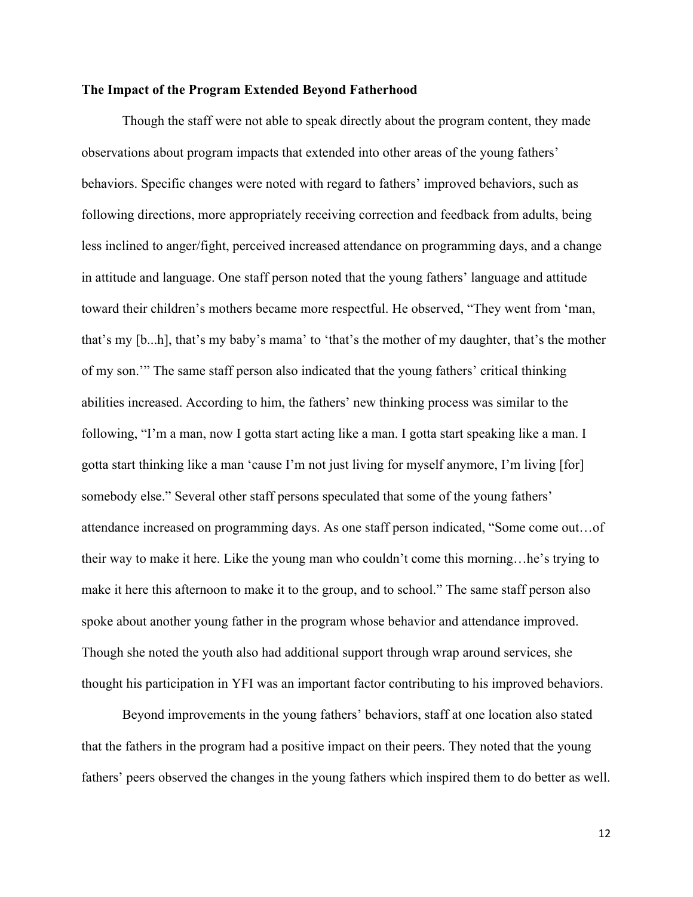**The Impact of the Program Extended Beyond Fatherhood**

Though the staff were not able to speak directly about the program content, they made observations about program impacts that extended into other areas of the young fathers' behaviors. Specific changes were noted with regard to fathers' improved behaviors, such as following directions, more appropriately receiving correction and feedback from adults, being less inclined to anger/fight, perceived increased attendance on programming days, and a change in attitude and language. One staff person noted that the young fathers' language and attitude toward their children's mothers became more respectful. He observed, "They went from 'man, that's my [b...h], that's my baby's mama' to 'that's the mother of my daughter, that's the mother of my son.'" The same staff person also indicated that the young fathers' critical thinking abilities increased. According to him, the fathers' new thinking process was similar to the following, "I'm a man, now I gotta start acting like a man. I gotta start speaking like a man. I gotta start thinking like a man 'cause I'm not just living for myself anymore, I'm living [for] somebody else." Several other staff persons speculated that some of the young fathers' attendance increased on programming days. As one staff person indicated, "Some come out…of their way to make it here. Like the young man who couldn't come this morning…he's trying to make it here this afternoon to make it to the group, and to school." The same staff person also spoke about another young father in the program whose behavior and attendance improved. Though she noted the youth also had additional support through wrap around services, she thought his participation in YFI was an important factor contributing to his improved behaviors.

Beyond improvements in the young fathers' behaviors, staff at one location also stated that the fathers in the program had a positive impact on their peers. They noted that the young fathers' peers observed the changes in the young fathers which inspired them to do better as well.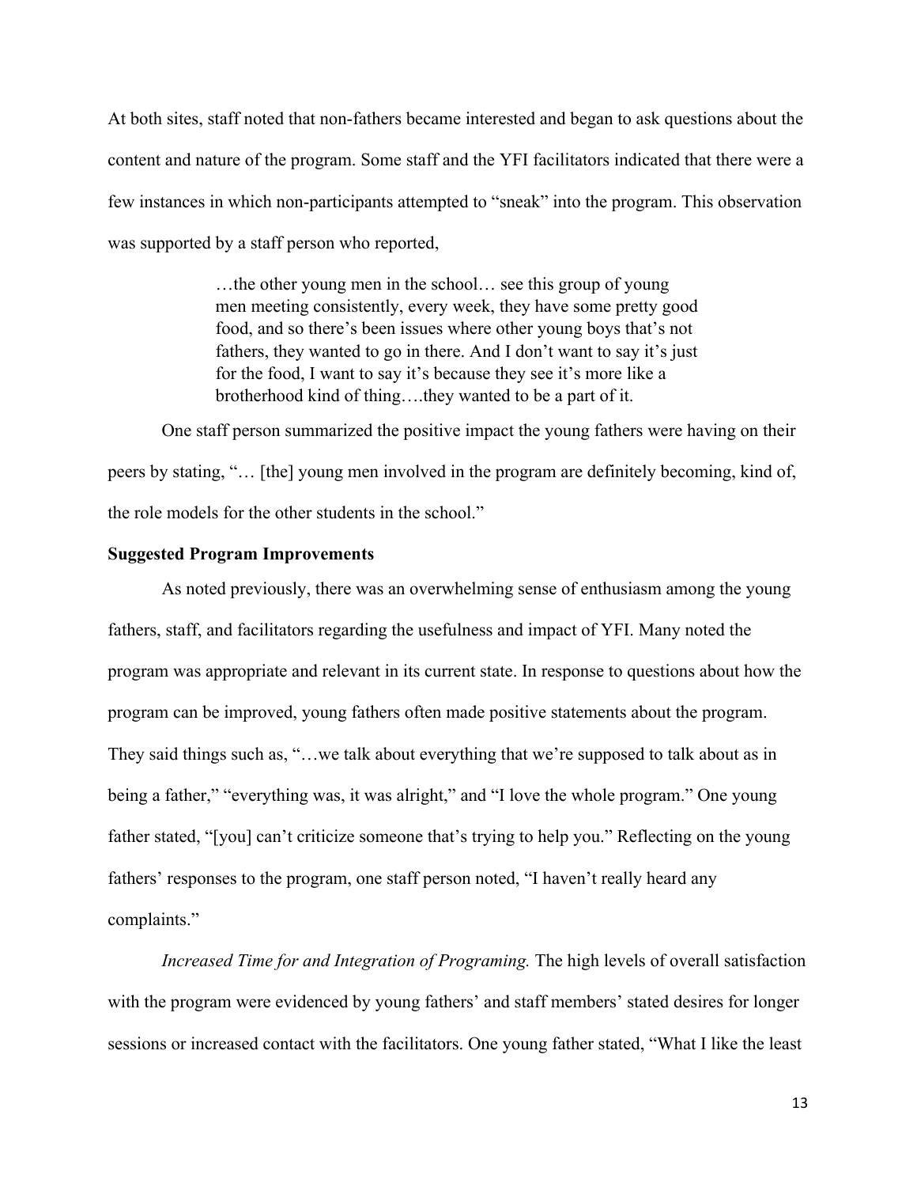At both sites, staff noted that non-fathers became interested and began to ask questions about the content and nature of the program. Some staff and the YFI facilitators indicated that there were a few instances in which non-participants attempted to "sneak" into the program. This observation was supported by a staff person who reported,

> …the other young men in the school… see this group of young men meeting consistently, every week, they have some pretty good food, and so there's been issues where other young boys that's not fathers, they wanted to go in there. And I don't want to say it's just for the food, I want to say it's because they see it's more like a brotherhood kind of thing….they wanted to be a part of it.

One staff person summarized the positive impact the young fathers were having on their peers by stating, "… [the] young men involved in the program are definitely becoming, kind of, the role models for the other students in the school."

**Suggested Program Improvements**

As noted previously, there was an overwhelming sense of enthusiasm among the young fathers, staff, and facilitators regarding the usefulness and impact of YFI. Many noted the program was appropriate and relevant in its current state. In response to questions about how the program can be improved, young fathers often made positive statements about the program. They said things such as, "…we talk about everything that we're supposed to talk about as in being a father," "everything was, it was alright," and "I love the whole program." One young father stated, "[you] can't criticize someone that's trying to help you." Reflecting on the young fathers' responses to the program, one staff person noted, "I haven't really heard any complaints."

*Increased Time for and Integration of Programing.* The high levels of overall satisfaction with the program were evidenced by young fathers' and staff members' stated desires for longer sessions or increased contact with the facilitators. One young father stated, "What I like the least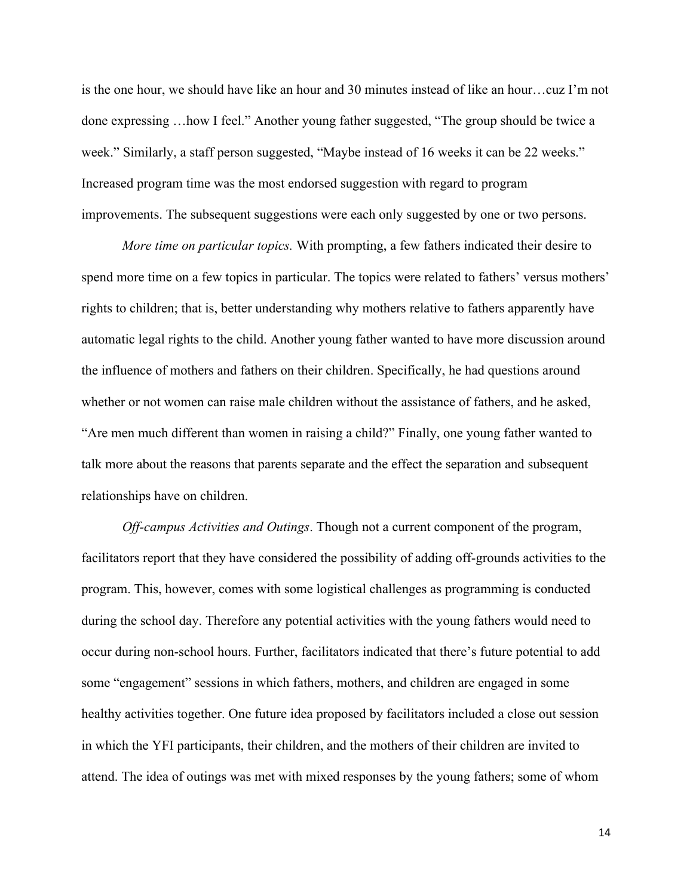is the one hour, we should have like an hour and 30 minutes instead of like an hour…cuz I'm not done expressing …how I feel." Another young father suggested, "The group should be twice a week." Similarly, a staff person suggested, "Maybe instead of 16 weeks it can be 22 weeks." Increased program time was the most endorsed suggestion with regard to program improvements. The subsequent suggestions were each only suggested by one or two persons.

*More time on particular topics.* With prompting, a few fathers indicated their desire to spend more time on a few topics in particular. The topics were related to fathers' versus mothers' rights to children; that is, better understanding why mothers relative to fathers apparently have automatic legal rights to the child. Another young father wanted to have more discussion around the influence of mothers and fathers on their children. Specifically, he had questions around whether or not women can raise male children without the assistance of fathers, and he asked, "Are men much different than women in raising a child?" Finally, one young father wanted to talk more about the reasons that parents separate and the effect the separation and subsequent relationships have on children.

*Off-campus Activities and Outings*. Though not a current component of the program, facilitators report that they have considered the possibility of adding off-grounds activities to the program. This, however, comes with some logistical challenges as programming is conducted during the school day. Therefore any potential activities with the young fathers would need to occur during non-school hours. Further, facilitators indicated that there's future potential to add some "engagement" sessions in which fathers, mothers, and children are engaged in some healthy activities together. One future idea proposed by facilitators included a close out session in which the YFI participants, their children, and the mothers of their children are invited to attend. The idea of outings was met with mixed responses by the young fathers; some of whom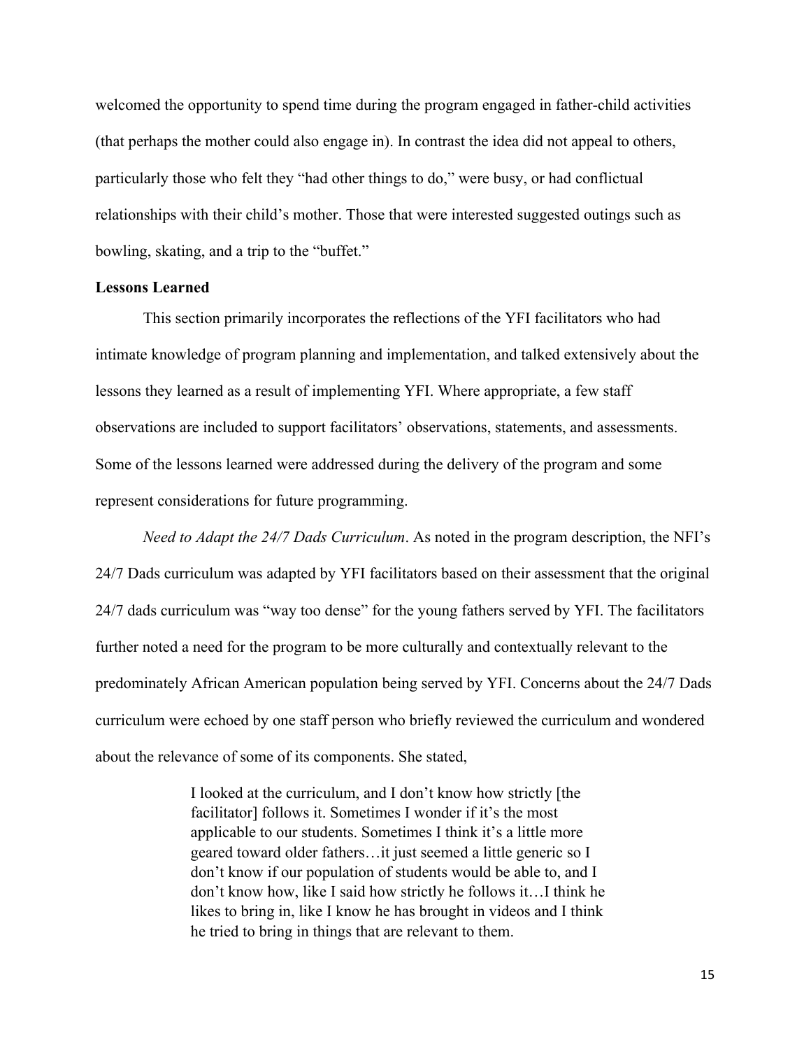welcomed the opportunity to spend time during the program engaged in father-child activities (that perhaps the mother could also engage in). In contrast the idea did not appeal to others, particularly those who felt they "had other things to do," were busy, or had conflictual relationships with their child's mother. Those that were interested suggested outings such as bowling, skating, and a trip to the "buffet."

**Lessons Learned**

This section primarily incorporates the reflections of the YFI facilitators who had intimate knowledge of program planning and implementation, and talked extensively about the lessons they learned as a result of implementing YFI. Where appropriate, a few staff observations are included to support facilitators' observations, statements, and assessments. Some of the lessons learned were addressed during the delivery of the program and some represent considerations for future programming.

*Need to Adapt the 24/7 Dads Curriculum*. As noted in the program description, the NFI's 24/7 Dads curriculum was adapted by YFI facilitators based on their assessment that the original 24/7 dads curriculum was "way too dense" for the young fathers served by YFI. The facilitators further noted a need for the program to be more culturally and contextually relevant to the predominately African American population being served by YFI. Concerns about the 24/7 Dads curriculum were echoed by one staff person who briefly reviewed the curriculum and wondered about the relevance of some of its components. She stated,

> I looked at the curriculum, and I don't know how strictly [the facilitator] follows it. Sometimes I wonder if it's the most applicable to our students. Sometimes I think it's a little more geared toward older fathers…it just seemed a little generic so I don't know if our population of students would be able to, and I don't know how, like I said how strictly he follows it…I think he likes to bring in, like I know he has brought in videos and I think he tried to bring in things that are relevant to them.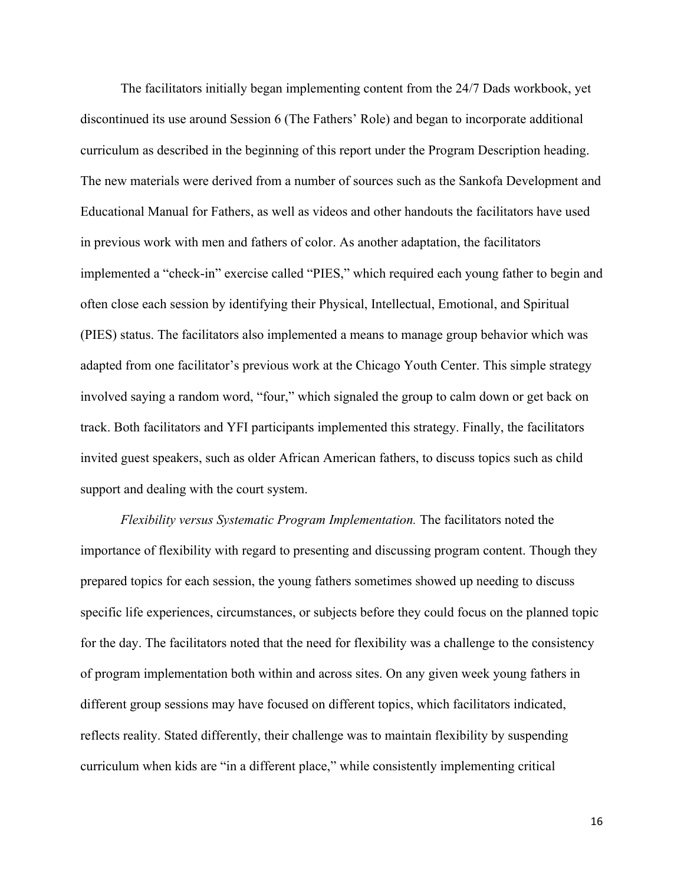The facilitators initially began implementing content from the 24/7 Dads workbook, yet discontinued its use around Session 6 (The Fathers' Role) and began to incorporate additional curriculum as described in the beginning of this report under the Program Description heading. The new materials were derived from a number of sources such as the Sankofa Development and Educational Manual for Fathers, as well as videos and other handouts the facilitators have used in previous work with men and fathers of color. As another adaptation, the facilitators implemented a "check-in" exercise called "PIES," which required each young father to begin and often close each session by identifying their Physical, Intellectual, Emotional, and Spiritual (PIES) status. The facilitators also implemented a means to manage group behavior which was adapted from one facilitator's previous work at the Chicago Youth Center. This simple strategy involved saying a random word, "four," which signaled the group to calm down or get back on track. Both facilitators and YFI participants implemented this strategy. Finally, the facilitators invited guest speakers, such as older African American fathers, to discuss topics such as child support and dealing with the court system.

*Flexibility versus Systematic Program Implementation.* The facilitators noted the importance of flexibility with regard to presenting and discussing program content. Though they prepared topics for each session, the young fathers sometimes showed up needing to discuss specific life experiences, circumstances, or subjects before they could focus on the planned topic for the day. The facilitators noted that the need for flexibility was a challenge to the consistency of program implementation both within and across sites. On any given week young fathers in different group sessions may have focused on different topics, which facilitators indicated, reflects reality. Stated differently, their challenge was to maintain flexibility by suspending curriculum when kids are "in a different place," while consistently implementing critical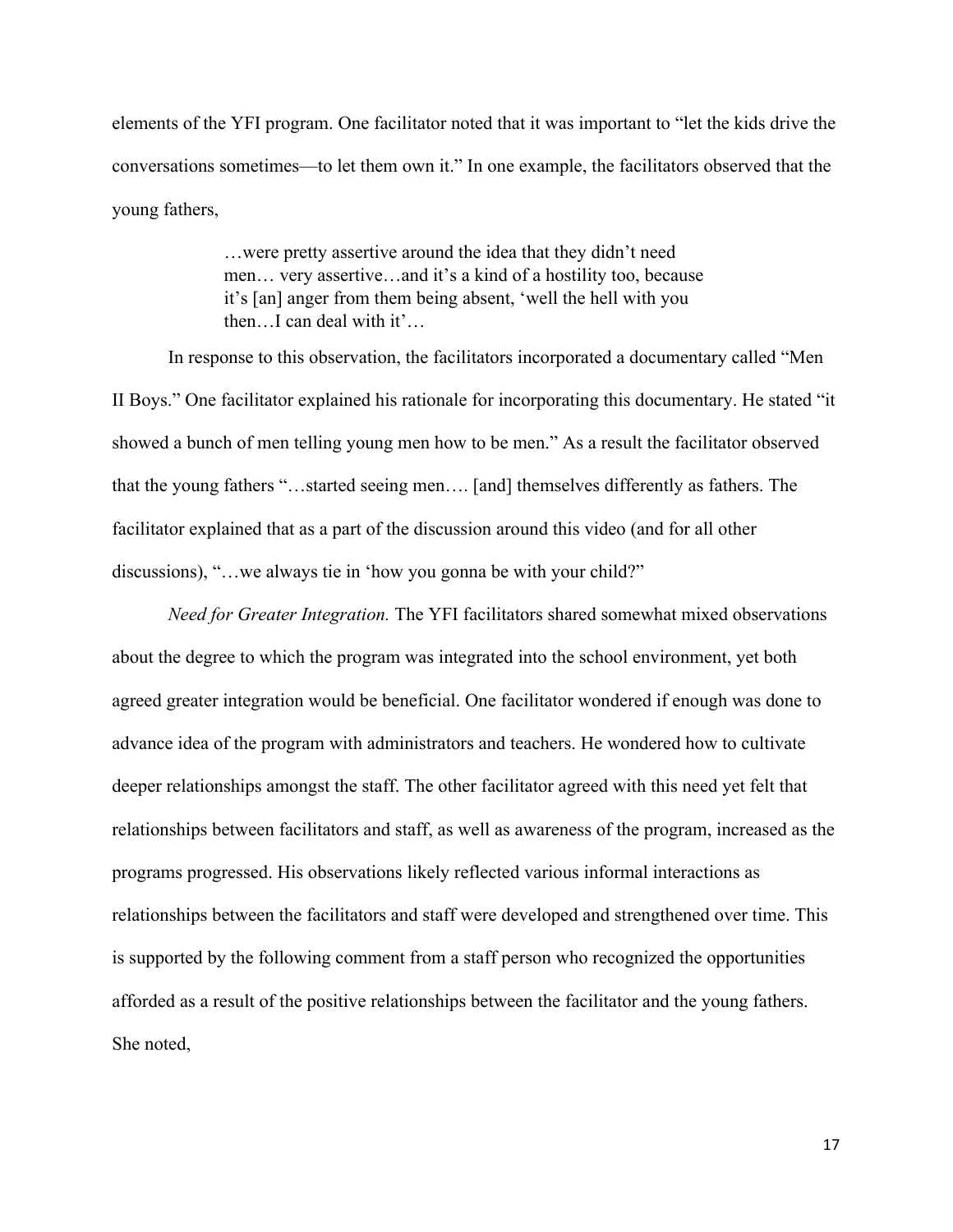elements of the YFI program. One facilitator noted that it was important to "let the kids drive the conversations sometimes—to let them own it." In one example, the facilitators observed that the young fathers,

> …were pretty assertive around the idea that they didn't need men… very assertive…and it's a kind of a hostility too, because it's [an] anger from them being absent, 'well the hell with you then…I can deal with it'…

In response to this observation, the facilitators incorporated a documentary called "Men II Boys." One facilitator explained his rationale for incorporating this documentary. He stated "it showed a bunch of men telling young men how to be men." As a result the facilitator observed that the young fathers "…started seeing men…. [and] themselves differently as fathers. The facilitator explained that as a part of the discussion around this video (and for all other discussions), "…we always tie in 'how you gonna be with your child?"

*Need for Greater Integration.* The YFI facilitators shared somewhat mixed observations about the degree to which the program was integrated into the school environment, yet both agreed greater integration would be beneficial. One facilitator wondered if enough was done to advance idea of the program with administrators and teachers. He wondered how to cultivate deeper relationships amongst the staff. The other facilitator agreed with this need yet felt that relationships between facilitators and staff, as well as awareness of the program, increased as the programs progressed. His observations likely reflected various informal interactions as relationships between the facilitators and staff were developed and strengthened over time. This is supported by the following comment from a staff person who recognized the opportunities afforded as a result of the positive relationships between the facilitator and the young fathers. She noted,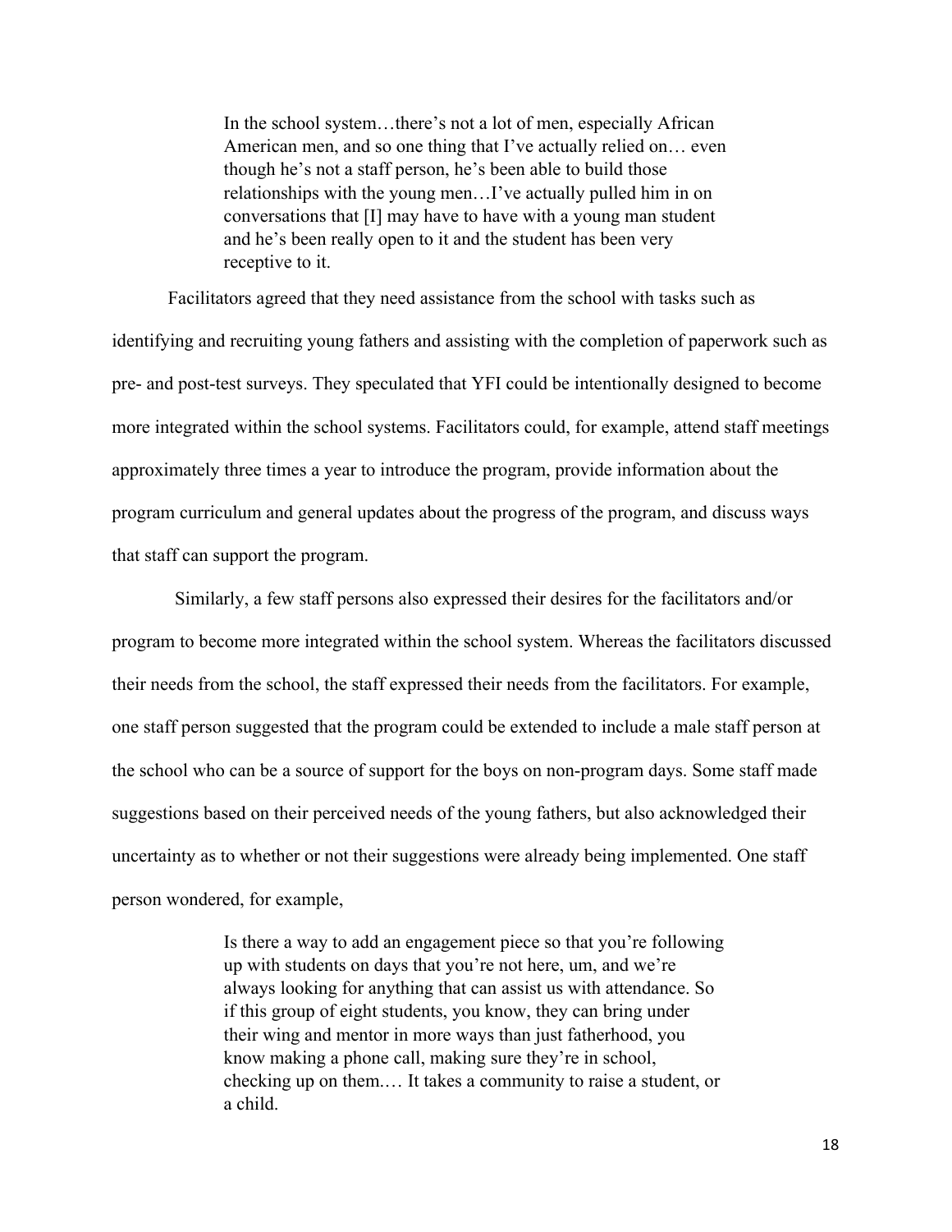> In the school system…there's not a lot of men, especially African American men, and so one thing that I've actually relied on… even though he's not a staff person, he's been able to build those relationships with the young men…I've actually pulled him in on conversations that [I] may have to have with a young man student and he's been really open to it and the student has been very receptive to it.

Facilitators agreed that they need assistance from the school with tasks such as identifying and recruiting young fathers and assisting with the completion of paperwork such as pre- and post-test surveys. They speculated that YFI could be intentionally designed to become more integrated within the school systems. Facilitators could, for example, attend staff meetings approximately three times a year to introduce the program, provide information about the program curriculum and general updates about the progress of the program, and discuss ways that staff can support the program.

Similarly, a few staff persons also expressed their desires for the facilitators and/or program to become more integrated within the school system. Whereas the facilitators discussed their needs from the school, the staff expressed their needs from the facilitators. For example, one staff person suggested that the program could be extended to include a male staff person at the school who can be a source of support for the boys on non-program days. Some staff made suggestions based on their perceived needs of the young fathers, but also acknowledged their uncertainty as to whether or not their suggestions were already being implemented. One staff person wondered, for example,

> Is there a way to add an engagement piece so that you're following up with students on days that you're not here, um, and we're always looking for anything that can assist us with attendance. So if this group of eight students, you know, they can bring under their wing and mentor in more ways than just fatherhood, you know making a phone call, making sure they're in school, checking up on them.… It takes a community to raise a student, or a child.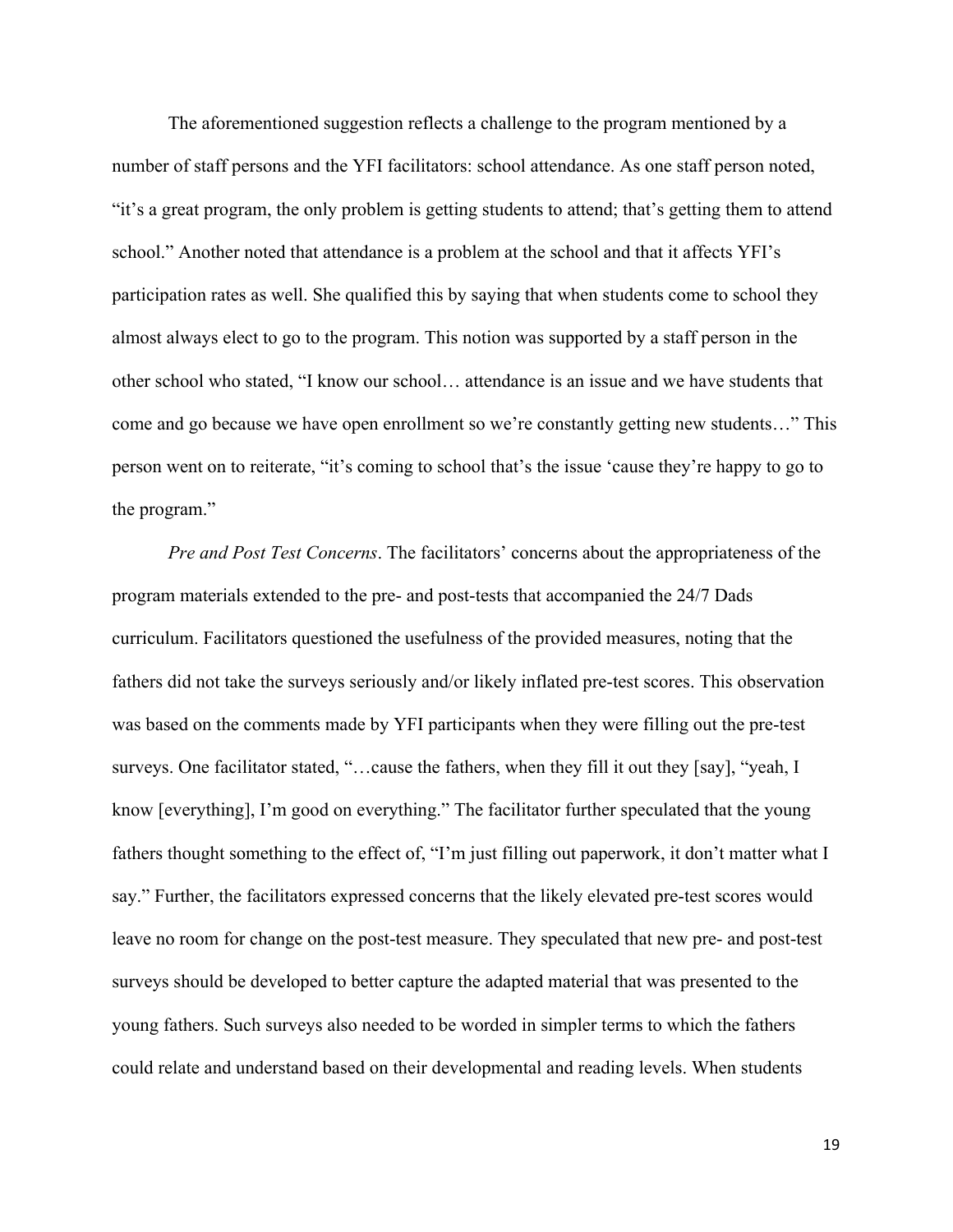The aforementioned suggestion reflects a challenge to the program mentioned by a number of staff persons and the YFI facilitators: school attendance. As one staff person noted, "it's a great program, the only problem is getting students to attend; that's getting them to attend school." Another noted that attendance is a problem at the school and that it affects YFI's participation rates as well. She qualified this by saying that when students come to school they almost always elect to go to the program. This notion was supported by a staff person in the other school who stated, "I know our school… attendance is an issue and we have students that come and go because we have open enrollment so we're constantly getting new students…" This person went on to reiterate, "it's coming to school that's the issue 'cause they're happy to go to the program."

*Pre and Post Test Concerns*. The facilitators' concerns about the appropriateness of the program materials extended to the pre- and post-tests that accompanied the 24/7 Dads curriculum. Facilitators questioned the usefulness of the provided measures, noting that the fathers did not take the surveys seriously and/or likely inflated pre-test scores. This observation was based on the comments made by YFI participants when they were filling out the pre-test surveys. One facilitator stated, "…cause the fathers, when they fill it out they [say], "yeah, I know [everything], I'm good on everything." The facilitator further speculated that the young fathers thought something to the effect of, "I'm just filling out paperwork, it don't matter what I say." Further, the facilitators expressed concerns that the likely elevated pre-test scores would leave no room for change on the post-test measure. They speculated that new pre- and post-test surveys should be developed to better capture the adapted material that was presented to the young fathers. Such surveys also needed to be worded in simpler terms to which the fathers could relate and understand based on their developmental and reading levels. When students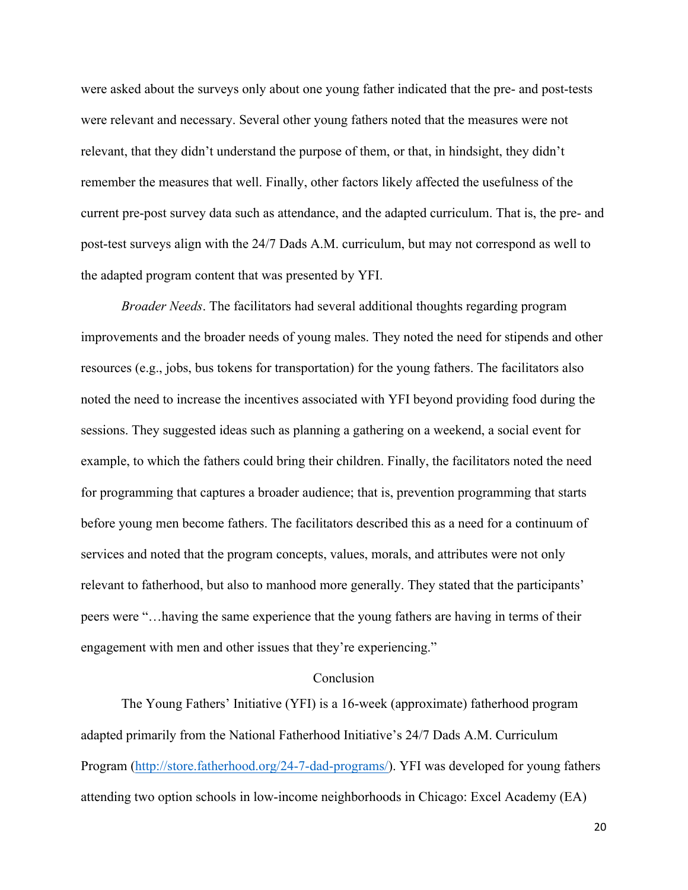were asked about the surveys only about one young father indicated that the pre- and post-tests were relevant and necessary. Several other young fathers noted that the measures were not relevant, that they didn't understand the purpose of them, or that, in hindsight, they didn't remember the measures that well. Finally, other factors likely affected the usefulness of the current pre-post survey data such as attendance, and the adapted curriculum. That is, the pre- and post-test surveys align with the 24/7 Dads A.M. curriculum, but may not correspond as well to the adapted program content that was presented by YFI.

*Broader Needs*. The facilitators had several additional thoughts regarding program improvements and the broader needs of young males. They noted the need for stipends and other resources (e.g., jobs, bus tokens for transportation) for the young fathers. The facilitators also noted the need to increase the incentives associated with YFI beyond providing food during the sessions. They suggested ideas such as planning a gathering on a weekend, a social event for example, to which the fathers could bring their children. Finally, the facilitators noted the need for programming that captures a broader audience; that is, prevention programming that starts before young men become fathers. The facilitators described this as a need for a continuum of services and noted that the program concepts, values, morals, and attributes were not only relevant to fatherhood, but also to manhood more generally. They stated that the participants' peers were "…having the same experience that the young fathers are having in terms of their engagement with men and other issues that they're experiencing."

## Conclusion

The Young Fathers' Initiative (YFI) is a 16-week (approximate) fatherhood program adapted primarily from the National Fatherhood Initiative's 24/7 Dads A.M. Curriculum Program (http://store.fatherhood.org/24-7-dad-programs/). YFI was developed for young fathers attending two option schools in low-income neighborhoods in Chicago: Excel Academy (EA)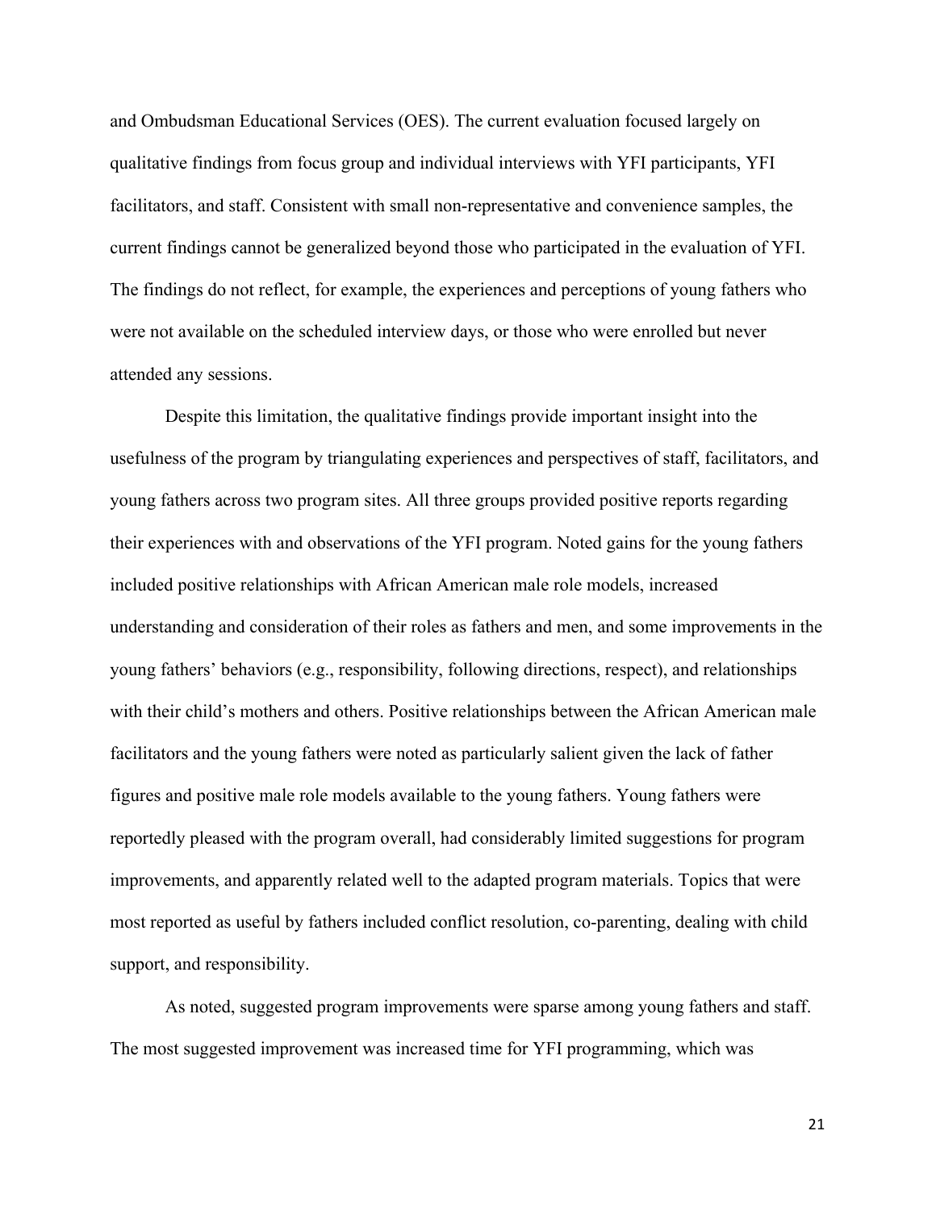and Ombudsman Educational Services (OES). The current evaluation focused largely on qualitative findings from focus group and individual interviews with YFI participants, YFI facilitators, and staff. Consistent with small non-representative and convenience samples, the current findings cannot be generalized beyond those who participated in the evaluation of YFI. The findings do not reflect, for example, the experiences and perceptions of young fathers who were not available on the scheduled interview days, or those who were enrolled but never attended any sessions.

Despite this limitation, the qualitative findings provide important insight into the usefulness of the program by triangulating experiences and perspectives of staff, facilitators, and young fathers across two program sites. All three groups provided positive reports regarding their experiences with and observations of the YFI program. Noted gains for the young fathers included positive relationships with African American male role models, increased understanding and consideration of their roles as fathers and men, and some improvements in the young fathers' behaviors (e.g., responsibility, following directions, respect), and relationships with their child's mothers and others. Positive relationships between the African American male facilitators and the young fathers were noted as particularly salient given the lack of father figures and positive male role models available to the young fathers. Young fathers were reportedly pleased with the program overall, had considerably limited suggestions for program improvements, and apparently related well to the adapted program materials. Topics that were most reported as useful by fathers included conflict resolution, co-parenting, dealing with child support, and responsibility.

As noted, suggested program improvements were sparse among young fathers and staff. The most suggested improvement was increased time for YFI programming, which was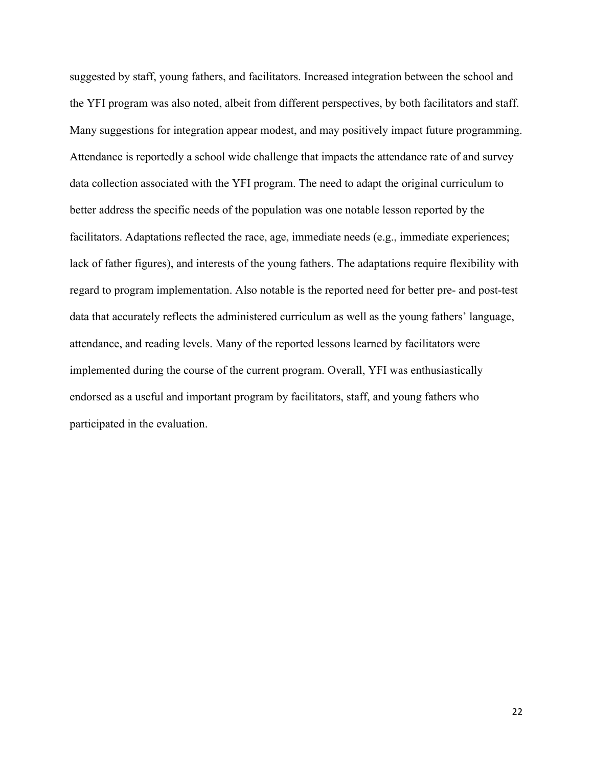suggested by staff, young fathers, and facilitators. Increased integration between the school and the YFI program was also noted, albeit from different perspectives, by both facilitators and staff. Many suggestions for integration appear modest, and may positively impact future programming. Attendance is reportedly a school wide challenge that impacts the attendance rate of and survey data collection associated with the YFI program. The need to adapt the original curriculum to better address the specific needs of the population was one notable lesson reported by the facilitators. Adaptations reflected the race, age, immediate needs (e.g., immediate experiences; lack of father figures), and interests of the young fathers. The adaptations require flexibility with regard to program implementation. Also notable is the reported need for better pre- and post-test data that accurately reflects the administered curriculum as well as the young fathers' language, attendance, and reading levels. Many of the reported lessons learned by facilitators were implemented during the course of the current program. Overall, YFI was enthusiastically endorsed as a useful and important program by facilitators, staff, and young fathers who participated in the evaluation.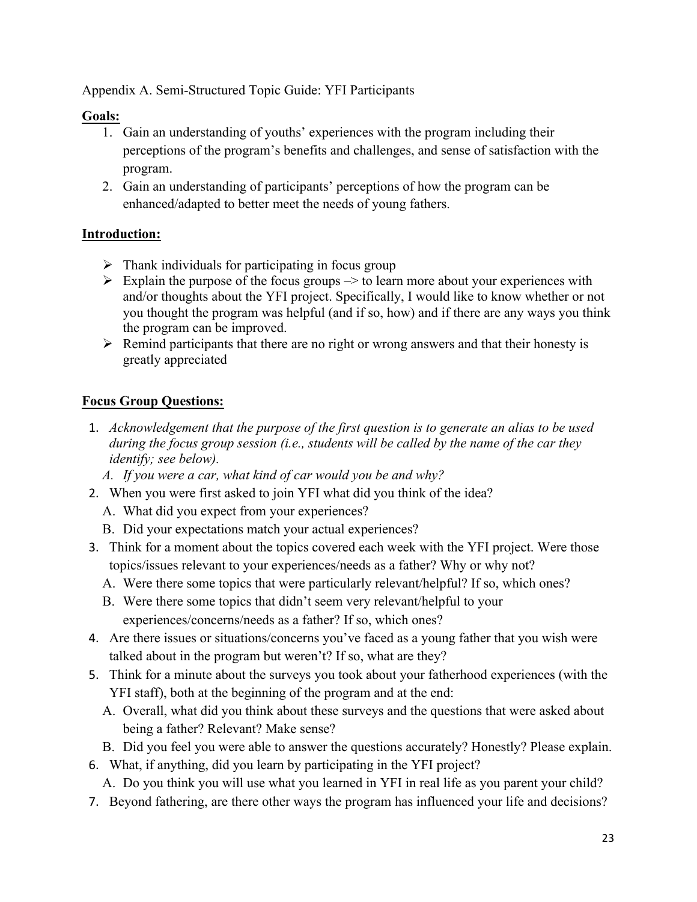Appendix A. Semi-Structured Topic Guide: YFI Participants

**Goals:**

1. Gain an understanding of youths' experiences with the program including their perceptions of the program's benefits and challenges, and sense of satisfaction with the program.
2. Gain an understanding of participants' perceptions of how the program can be enhanced/adapted to better meet the needs of young fathers.

**Introduction:**

- Thank individuals for participating in focus group
- Explain the purpose of the focus groups –> to learn more about your experiences with and/or thoughts about the YFI project. Specifically, I would like to know whether or not you thought the program was helpful (and if so, how) and if there are any ways you think the program can be improved.
- Remind participants that there are no right or wrong answers and that their honesty is greatly appreciated

**Focus Group Questions:**

1. *Acknowledgement that the purpose of the first question is to generate an alias to be used during the focus group session (i.e., students will be called by the name of the car they identify; see below).*
   A. *If you were a car, what kind of car would you be and why?*
2. When you were first asked to join YFI what did you think of the idea?
   A. What did you expect from your experiences?
   B. Did your expectations match your actual experiences?
3. Think for a moment about the topics covered each week with the YFI project. Were those topics/issues relevant to your experiences/needs as a father? Why or why not?
   A. Were there some topics that were particularly relevant/helpful? If so, which ones?
   B. Were there some topics that didn't seem very relevant/helpful to your experiences/concerns/needs as a father? If so, which ones?
4. Are there issues or situations/concerns you've faced as a young father that you wish were talked about in the program but weren't? If so, what are they?
5. Think for a minute about the surveys you took about your fatherhood experiences (with the YFI staff), both at the beginning of the program and at the end:
   A. Overall, what did you think about these surveys and the questions that were asked about being a father? Relevant? Make sense?
   B. Did you feel you were able to answer the questions accurately? Honestly? Please explain.
6. What, if anything, did you learn by participating in the YFI project?
   A. Do you think you will use what you learned in YFI in real life as you parent your child?
7. Beyond fathering, are there other ways the program has influenced your life and decisions?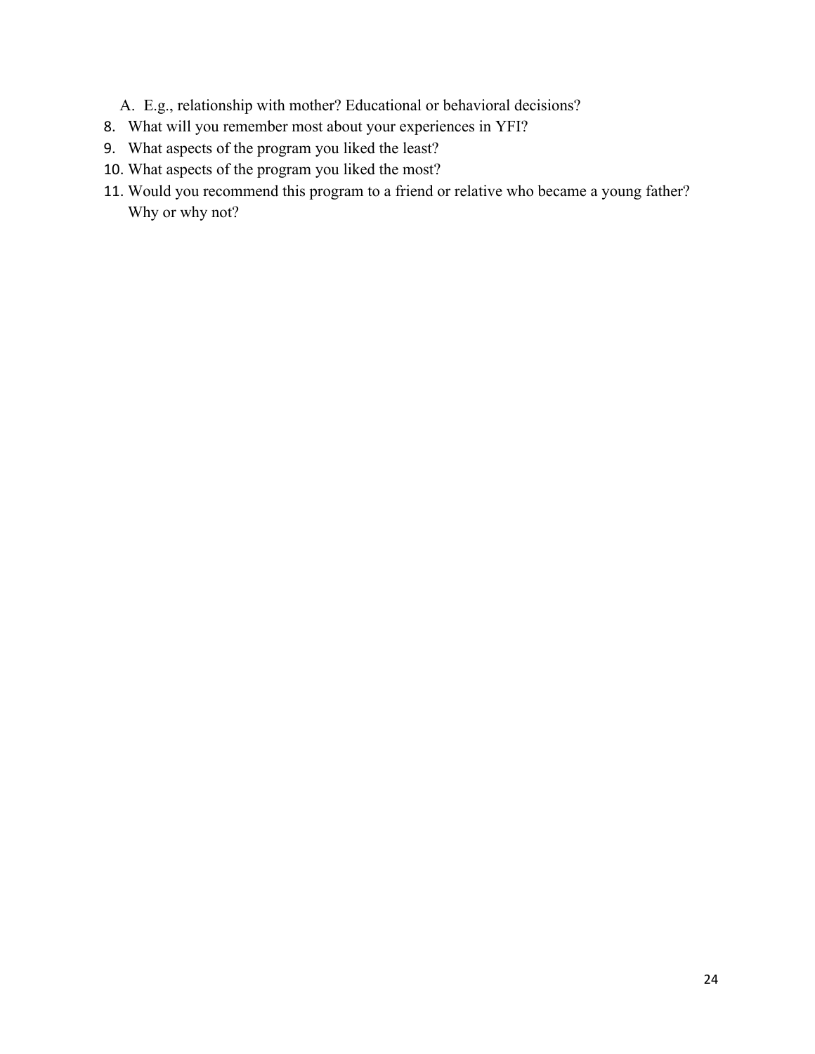A. E.g., relationship with mother? Educational or behavioral decisions?

8. What will you remember most about your experiences in YFI?
9. What aspects of the program you liked the least?
10. What aspects of the program you liked the most?
11. Would you recommend this program to a friend or relative who became a young father? Why or why not?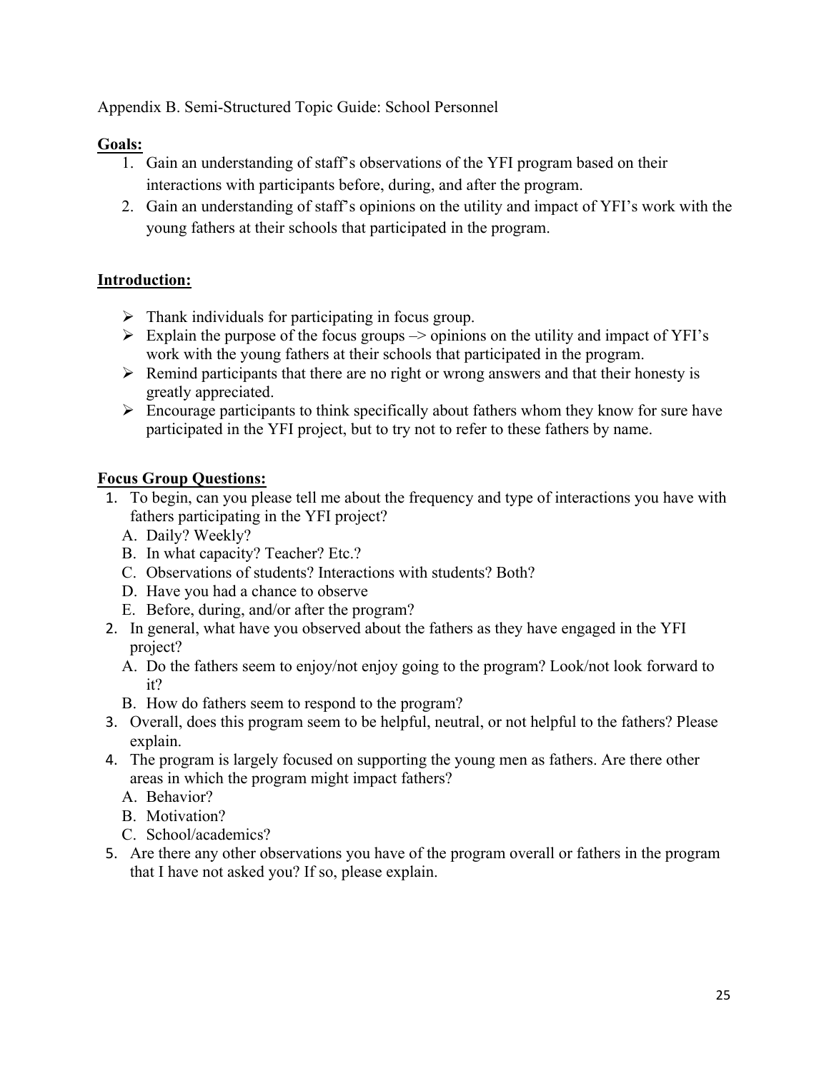Appendix B. Semi-Structured Topic Guide: School Personnel

**Goals:**

1. Gain an understanding of staff's observations of the YFI program based on their interactions with participants before, during, and after the program.
2. Gain an understanding of staff's opinions on the utility and impact of YFI's work with the young fathers at their schools that participated in the program.

**Introduction:**

- Thank individuals for participating in focus group.
- Explain the purpose of the focus groups –> opinions on the utility and impact of YFI's work with the young fathers at their schools that participated in the program.
- Remind participants that there are no right or wrong answers and that their honesty is greatly appreciated.
- Encourage participants to think specifically about fathers whom they know for sure have participated in the YFI project, but to try not to refer to these fathers by name.

**Focus Group Questions:**

1. To begin, can you please tell me about the frequency and type of interactions you have with fathers participating in the YFI project?
   - A. Daily? Weekly?
   - B. In what capacity? Teacher? Etc.?
   - C. Observations of students? Interactions with students? Both?
   - D. Have you had a chance to observe
   - E. Before, during, and/or after the program?
2. In general, what have you observed about the fathers as they have engaged in the YFI project?
   - A. Do the fathers seem to enjoy/not enjoy going to the program? Look/not look forward to it?
   - B. How do fathers seem to respond to the program?
3. Overall, does this program seem to be helpful, neutral, or not helpful to the fathers? Please explain.
4. The program is largely focused on supporting the young men as fathers. Are there other areas in which the program might impact fathers?
   - A. Behavior?
   - B. Motivation?
   - C. School/academics?
5. Are there any other observations you have of the program overall or fathers in the program that I have not asked you? If so, please explain.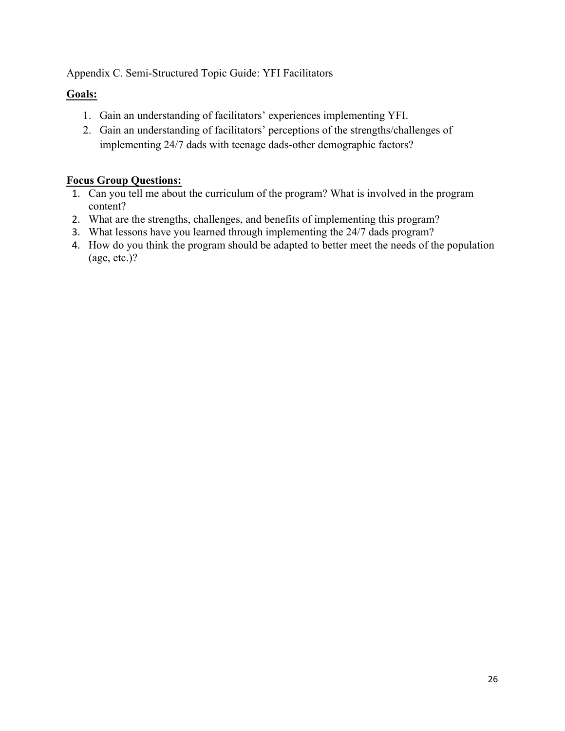Appendix C. Semi-Structured Topic Guide: YFI Facilitators

**Goals:**

1. Gain an understanding of facilitators' experiences implementing YFI.
2. Gain an understanding of facilitators' perceptions of the strengths/challenges of implementing 24/7 dads with teenage dads-other demographic factors?

**Focus Group Questions:**

1. Can you tell me about the curriculum of the program? What is involved in the program content?
2. What are the strengths, challenges, and benefits of implementing this program?
3. What lessons have you learned through implementing the 24/7 dads program?
4. How do you think the program should be adapted to better meet the needs of the population (age, etc.)?